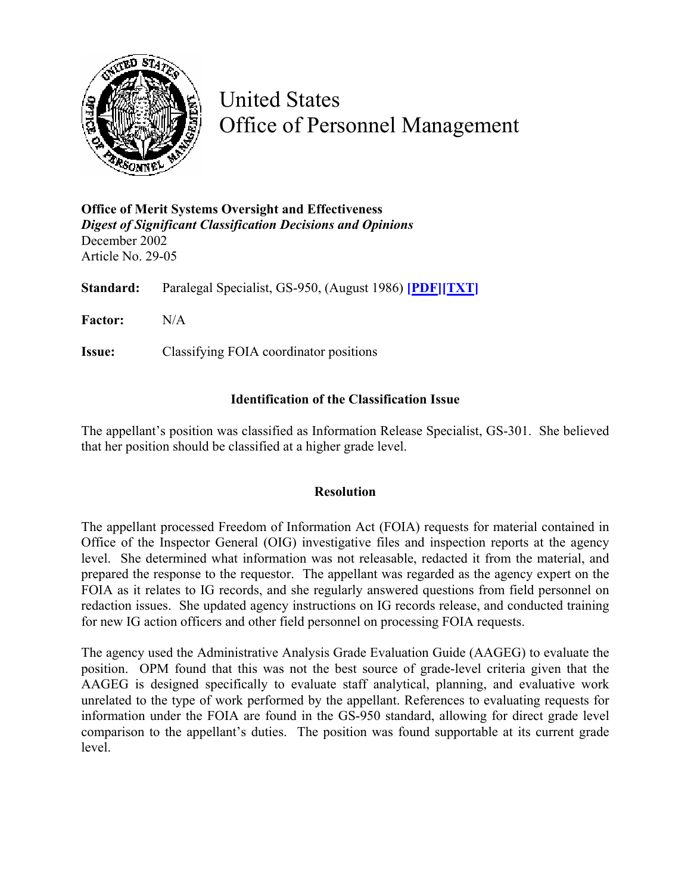# United States
# Office of Personnel Management

**Office of Merit Systems Oversight and Effectiveness**
***Digest of Significant Classification Decisions and Opinions***
December 2002
Article No. 29-05

**Standard:** Paralegal Specialist, GS-950, (August 1986) **[PDF][TXT]**

**Factor:** N/A

**Issue:** Classifying FOIA coordinator positions

## Identification of the Classification Issue

The appellant's position was classified as Information Release Specialist, GS-301. She believed that her position should be classified at a higher grade level.

## Resolution

The appellant processed Freedom of Information Act (FOIA) requests for material contained in Office of the Inspector General (OIG) investigative files and inspection reports at the agency level. She determined what information was not releasable, redacted it from the material, and prepared the response to the requestor. The appellant was regarded as the agency expert on the FOIA as it relates to IG records, and she regularly answered questions from field personnel on redaction issues. She updated agency instructions on IG records release, and conducted training for new IG action officers and other field personnel on processing FOIA requests.

The agency used the Administrative Analysis Grade Evaluation Guide (AAGEG) to evaluate the position. OPM found that this was not the best source of grade-level criteria given that the AAGEG is designed specifically to evaluate staff analytical, planning, and evaluative work unrelated to the type of work performed by the appellant. References to evaluating requests for information under the FOIA are found in the GS-950 standard, allowing for direct grade level comparison to the appellant's duties. The position was found supportable at its current grade level.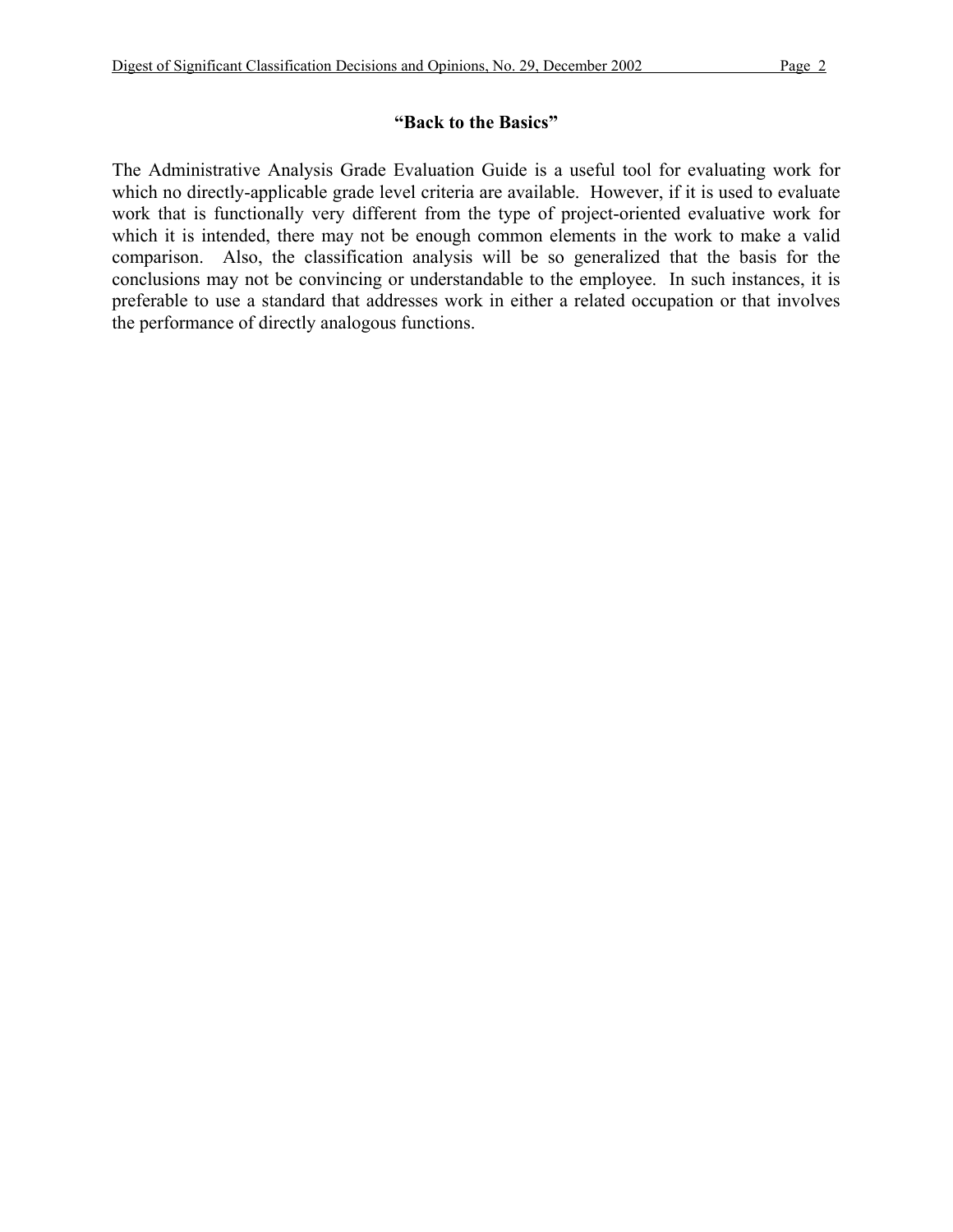## "Back to the Basics"

The Administrative Analysis Grade Evaluation Guide is a useful tool for evaluating work for which no directly-applicable grade level criteria are available. However, if it is used to evaluate work that is functionally very different from the type of project-oriented evaluative work for which it is intended, there may not be enough common elements in the work to make a valid comparison. Also, the classification analysis will be so generalized that the basis for the conclusions may not be convincing or understandable to the employee. In such instances, it is preferable to use a standard that addresses work in either a related occupation or that involves the performance of directly analogous functions.